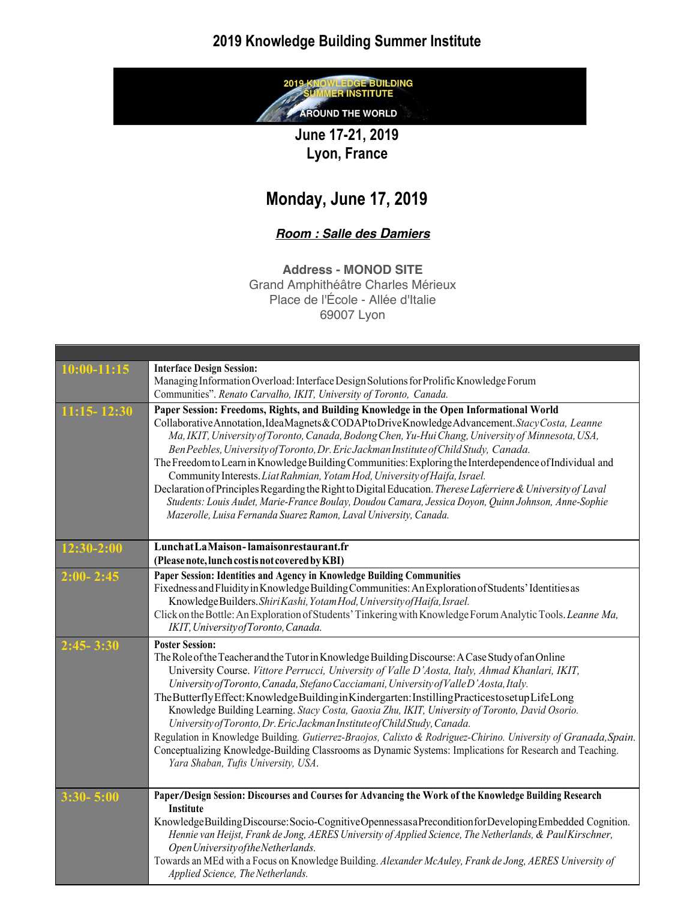# 2019 Knowledge Building Summer Institute

## June 17-21, 2019
## Lyon, France

## Monday, June 17, 2019

***Room : Salle des Damiers***

**Address - MONOD SITE**
Grand Amphithéâtre Charles Mérieux
Place de l'École - Allée d'Italie
69007 Lyon

| | |
|---|---|
| 10:00-11:15 | **Interface Design Session:** Managing Information Overload: Interface Design Solutions for Prolific Knowledge Forum Communities". *Renato Carvalho, IKIT, University of Toronto, Canada.* |
| 11:15- 12:30 | **Paper Session: Freedoms, Rights, and Building Knowledge in the Open Informational World** Collaborative Annotation, Idea Magnets & CODAP to Drive Knowledge Advancement. *Stacy Costa, Leanne Ma, IKIT, University of Toronto, Canada, Bodong Chen, Yu-Hui Chang, University of Minnesota, USA, Ben Peebles, University of Toronto, Dr. Eric Jackman Institute of Child Study, Canada.* The Freedom to Learn in Knowledge Building Communities: Exploring the Interdependence of Individual and Community Interests. *Liat Rahmian, Yotam Hod, University of Haifa, Israel.* Declaration of Principles Regarding the Right to Digital Education. *Therese Laferriere & University of Laval Students: Louis Audet, Marie-France Boulay, Doudou Camara, Jessica Doyon, Quinn Johnson, Anne-Sophie Mazerolle, Luisa Fernanda Suarez Ramon, Laval University, Canada.* |
| 12:30-2:00 | **Lunch at La Maison - lamaisonrestaurant.fr (Please note, lunch cost is not covered by KBI)** |
| 2:00- 2:45 | **Paper Session: Identities and Agency in Knowledge Building Communities** Fixedness and Fluidity in Knowledge Building Communities: An Exploration of Students' Identities as Knowledge Builders. *Shiri Kashi, Yotam Hod, University of Haifa, Israel.* Click on the Bottle: An Exploration of Students' Tinkering with Knowledge Forum Analytic Tools. *Leanne Ma, IKIT, University of Toronto, Canada.* |
| 2:45- 3:30 | **Poster Session:** The Role of the Teacher and the Tutor in Knowledge Building Discourse: A Case Study of an Online University Course. *Vittore Perrucci, University of Valle D'Aosta, Italy, Ahmad Khanlari, IKIT, University of Toronto, Canada, Stefano Cacciamani, University of Valle D'Aosta, Italy.* The Butterfly Effect: Knowledge Building in Kindergarten: Instilling Practices to set up Life Long Knowledge Building Learning. *Stacy Costa, Gaoxia Zhu, IKIT, University of Toronto, David Osorio. University of Toronto, Dr. Eric Jackman Institute of Child Study, Canada.* Regulation in Knowledge Building. *Gutierrez-Braojos, Calixto & Rodriguez-Chirino. University of Granada, Spain.* Conceptualizing Knowledge-Building Classrooms as Dynamic Systems: Implications for Research and Teaching. *Yara Shaban, Tufts University, USA.* |
| 3:30- 5:00 | **Paper/Design Session: Discourses and Courses for Advancing the Work of the Knowledge Building Research Institute** Knowledge Building Discourse: Socio-Cognitive Openness as a Precondition for Developing Embedded Cognition. *Hennie van Heijst, Frank de Jong, AERES University of Applied Science, The Netherlands, & Paul Kirschner, Open University of the Netherlands.* Towards an MEd with a Focus on Knowledge Building. *Alexander McAuley, Frank de Jong, AERES University of Applied Science, The Netherlands.* |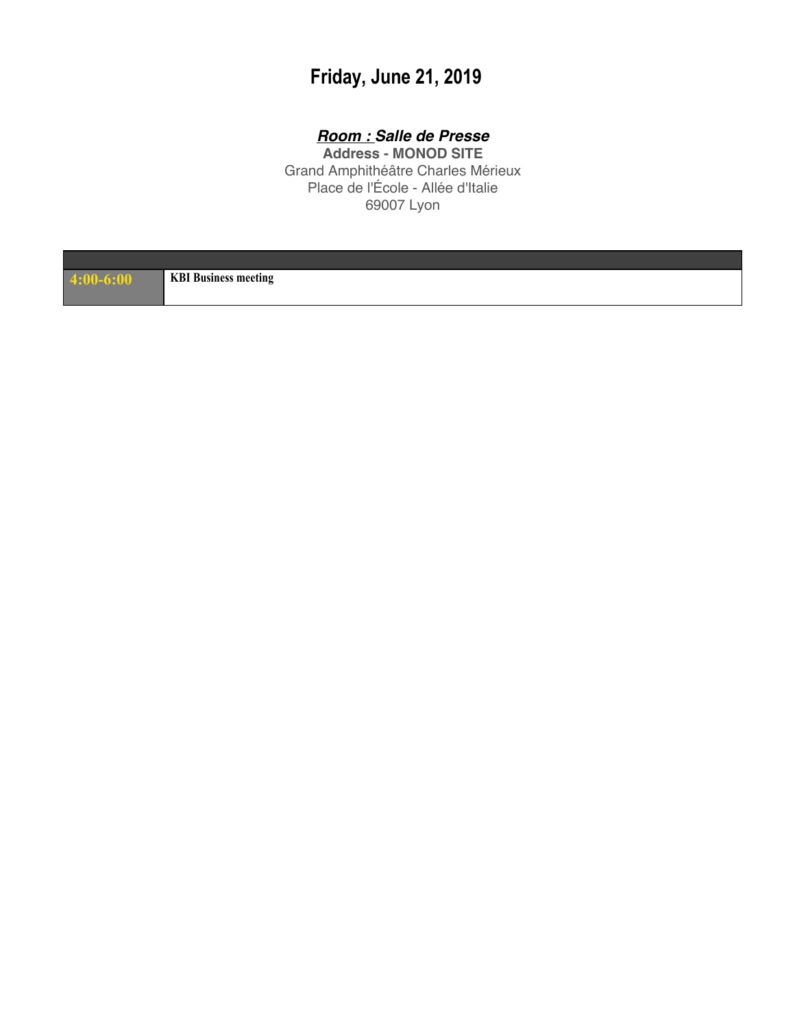# Friday, June 21, 2019

***Room : Salle de Presse***

**Address - MONOD SITE**

Grand Amphithéâtre Charles Mérieux

Place de l'École - Allée d'Italie

69007 Lyon

| | |
|---|---|
| **4:00-6:00** | **KBI Business meeting** |